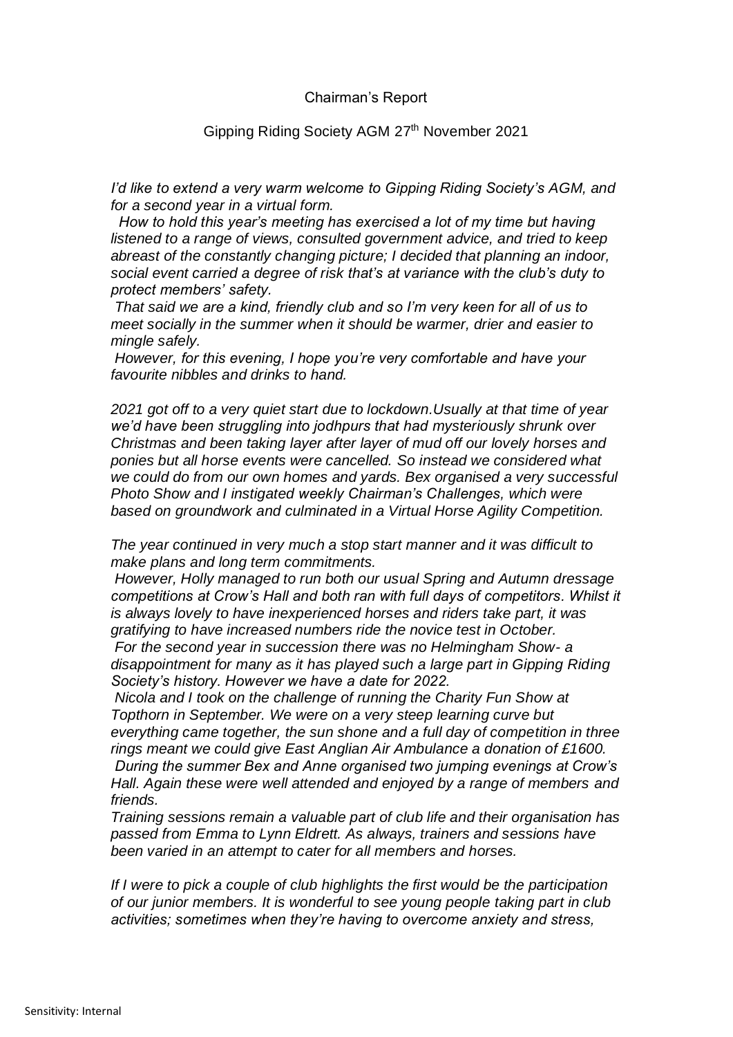Chairman's Report

Gipping Riding Society AGM 27th November 2021

*I'd like to extend a very warm welcome to Gipping Riding Society's AGM, and for a second year in a virtual form.*

*How to hold this year's meeting has exercised a lot of my time but having listened to a range of views, consulted government advice, and tried to keep abreast of the constantly changing picture; I decided that planning an indoor, social event carried a degree of risk that's at variance with the club's duty to protect members' safety.*

*That said we are a kind, friendly club and so I'm very keen for all of us to meet socially in the summer when it should be warmer, drier and easier to mingle safely.*

*However, for this evening, I hope you're very comfortable and have your favourite nibbles and drinks to hand.*

*2021 got off to a very quiet start due to lockdown.Usually at that time of year we'd have been struggling into jodhpurs that had mysteriously shrunk over Christmas and been taking layer after layer of mud off our lovely horses and ponies but all horse events were cancelled. So instead we considered what we could do from our own homes and yards. Bex organised a very successful Photo Show and I instigated weekly Chairman's Challenges, which were based on groundwork and culminated in a Virtual Horse Agility Competition.*

*The year continued in very much a stop start manner and it was difficult to make plans and long term commitments.*

*However, Holly managed to run both our usual Spring and Autumn dressage competitions at Crow's Hall and both ran with full days of competitors. Whilst it is always lovely to have inexperienced horses and riders take part, it was gratifying to have increased numbers ride the novice test in October.*

*For the second year in succession there was no Helmingham Show- a disappointment for many as it has played such a large part in Gipping Riding Society's history. However we have a date for 2022.*

*Nicola and I took on the challenge of running the Charity Fun Show at Topthorn in September. We were on a very steep learning curve but everything came together, the sun shone and a full day of competition in three rings meant we could give East Anglian Air Ambulance a donation of £1600.*

*During the summer Bex and Anne organised two jumping evenings at Crow's Hall. Again these were well attended and enjoyed by a range of members and friends.*

*Training sessions remain a valuable part of club life and their organisation has passed from Emma to Lynn Eldrett. As always, trainers and sessions have been varied in an attempt to cater for all members and horses.*

*If I were to pick a couple of club highlights the first would be the participation of our junior members. It is wonderful to see young people taking part in club activities; sometimes when they're having to overcome anxiety and stress,*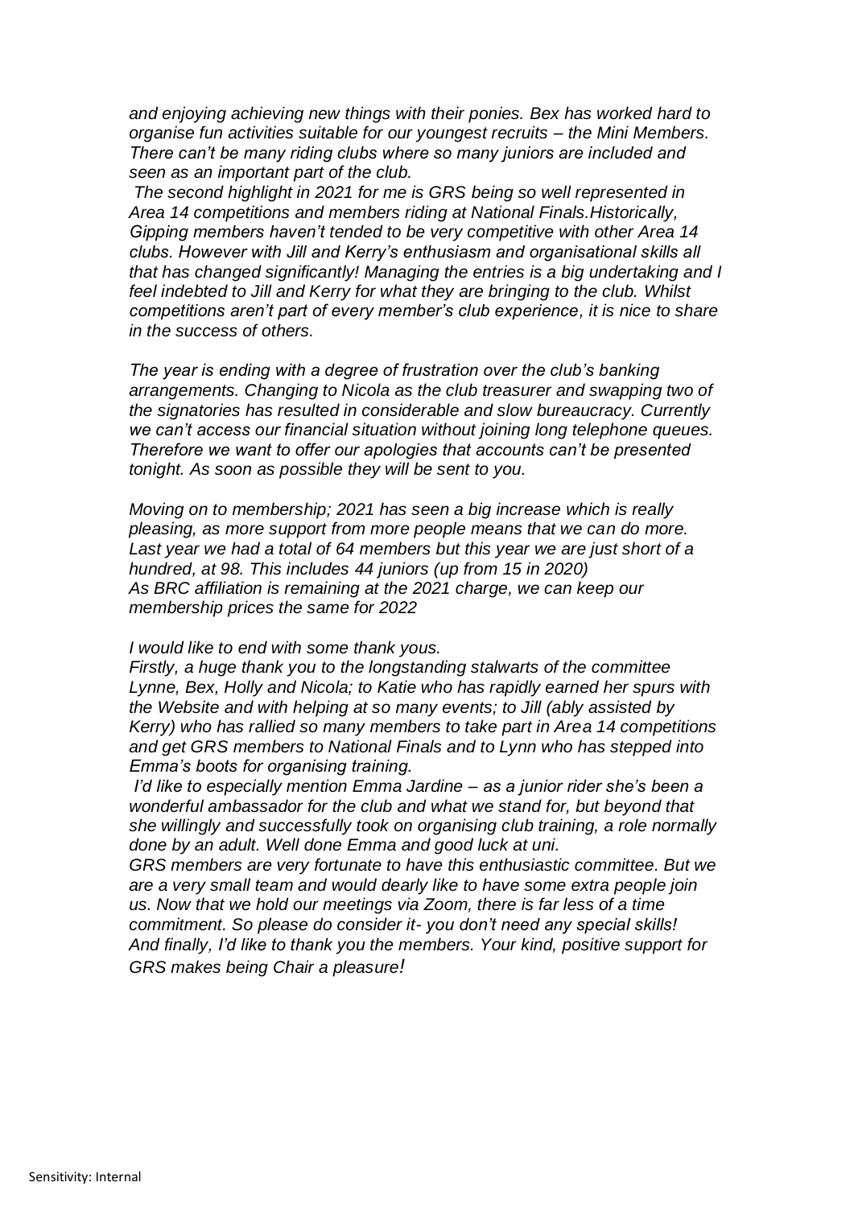*and enjoying achieving new things with their ponies. Bex has worked hard to organise fun activities suitable for our youngest recruits – the Mini Members. There can't be many riding clubs where so many juniors are included and seen as an important part of the club.*

*The second highlight in 2021 for me is GRS being so well represented in Area 14 competitions and members riding at National Finals.Historically, Gipping members haven't tended to be very competitive with other Area 14 clubs. However with Jill and Kerry's enthusiasm and organisational skills all that has changed significantly! Managing the entries is a big undertaking and I feel indebted to Jill and Kerry for what they are bringing to the club. Whilst competitions aren't part of every member's club experience, it is nice to share in the success of others.*

*The year is ending with a degree of frustration over the club's banking arrangements. Changing to Nicola as the club treasurer and swapping two of the signatories has resulted in considerable and slow bureaucracy. Currently we can't access our financial situation without joining long telephone queues. Therefore we want to offer our apologies that accounts can't be presented tonight. As soon as possible they will be sent to you.*

*Moving on to membership; 2021 has seen a big increase which is really pleasing, as more support from more people means that we can do more. Last year we had a total of 64 members but this year we are just short of a hundred, at 98. This includes 44 juniors (up from 15 in 2020)*
*As BRC affiliation is remaining at the 2021 charge, we can keep our membership prices the same for 2022*

*I would like to end with some thank yous.*
*Firstly, a huge thank you to the longstanding stalwarts of the committee Lynne, Bex, Holly and Nicola; to Katie who has rapidly earned her spurs with the Website and with helping at so many events; to Jill (ably assisted by Kerry) who has rallied so many members to take part in Area 14 competitions and get GRS members to National Finals and to Lynn who has stepped into Emma's boots for organising training.*
*I'd like to especially mention Emma Jardine – as a junior rider she's been a wonderful ambassador for the club and what we stand for, but beyond that she willingly and successfully took on organising club training, a role normally done by an adult. Well done Emma and good luck at uni.*
*GRS members are very fortunate to have this enthusiastic committee. But we are a very small team and would dearly like to have some extra people join us. Now that we hold our meetings via Zoom, there is far less of a time commitment. So please do consider it- you don't need any special skills!*
*And finally, I'd like to thank you the members. Your kind, positive support for GRS makes being Chair a pleasure!*